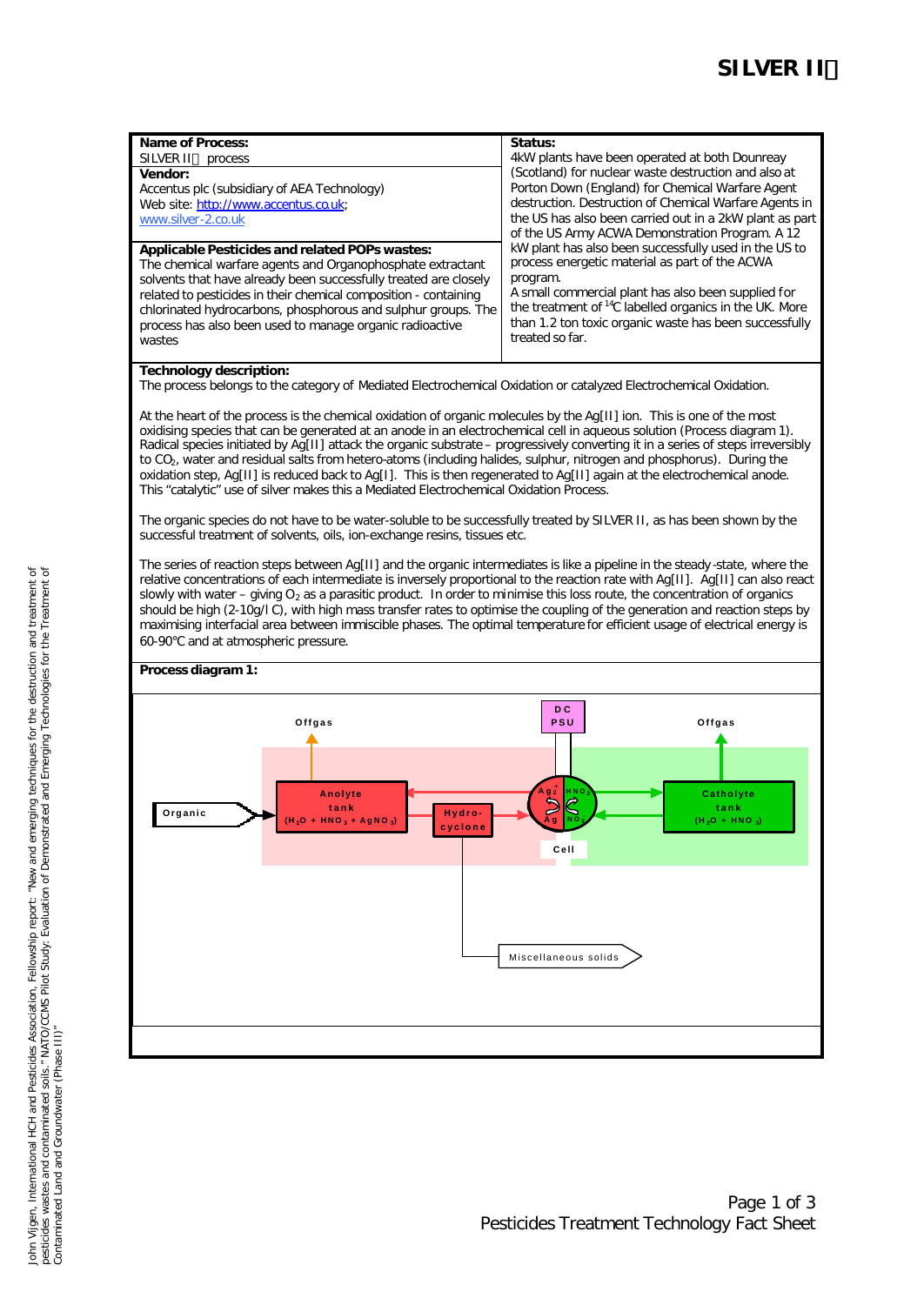# SILVER II

| Name of Process: SILVER II process<br>**Vendor:**<br>Accentus plc (subsidiary of AEA Technology)<br>Web site: http://www.accentus.co.uk; www.silver-2.co.uk | **Status:**<br>4kW plants have been operated at both Dounreay (Scotland) for nuclear waste destruction and also at Porton Down (England) for Chemical Warfare Agent destruction. Destruction of Chemical Warfare Agents in the US has also been carried out in a 2kW plant as part of the US Army ACWA Demonstration Program. A 12 kW plant has also been successfully used in the US to process energetic material as part of the ACWA program.<br>A small commercial plant has also been supplied for the treatment of $^{14}C$ labelled organics in the UK. More than 1.2 ton toxic organic waste has been successfully treated so far. |
|---|---|
| **Applicable Pesticides and related POPs wastes:**<br>The chemical warfare agents and Organophosphate extractant solvents that have already been successfully treated are closely related to pesticides in their chemical composition - containing chlorinated hydrocarbons, phosphorous and sulphur groups. The process has also been used to manage organic radioactive wastes | |

**Technology description:**

The process belongs to the category of Mediated Electrochemical Oxidation or catalyzed Electrochemical Oxidation.

At the heart of the process is the chemical oxidation of organic molecules by the Ag[II] ion. This is one of the most oxidising species that can be generated at an anode in an electrochemical cell in aqueous solution (Process diagram 1). Radical species initiated by Ag[II] attack the organic substrate – progressively converting it in a series of steps irreversibly to $CO_2$, water and residual salts from hetero-atoms (including halides, sulphur, nitrogen and phosphorus). During the oxidation step, Ag[II] is reduced back to Ag[I]. This is then regenerated to Ag[II] again at the electrochemical anode. This "catalytic" use of silver makes this a Mediated Electrochemical Oxidation Process.

The organic species do not have to be water-soluble to be successfully treated by SILVER II, as has been shown by the successful treatment of solvents, oils, ion-exchange resins, tissues etc.

The series of reaction steps between Ag[II] and the organic intermediates is like a pipeline in the steady-state, where the relative concentrations of each intermediate is inversely proportional to the reaction rate with Ag[II]. Ag[II] can also react slowly with water – giving $O_2$ as a parasitic product. In order to minimise this loss route, the concentration of organics should be high (2-10g/l C), with high mass transfer rates to optimise the coupling of the generation and reaction steps by maximising interfacial area between immiscible phases. The optimal temperature for efficient usage of electrical energy is 60-90°C and at atmospheric pressure.

**Process diagram 1:**

Organic → Anolyte tank ($H_2O$ + $HNO_3$ + $AgNO_3$) → Offgas; Hydro-cyclone → Miscellaneous solids; Cell ($Ag^{2+}$ / $Ag^{+}$ | $HNO_2$ / $NO_3^-$), DC PSU; Catholyte tank ($H_2O$ + $HNO_3$) → Offgas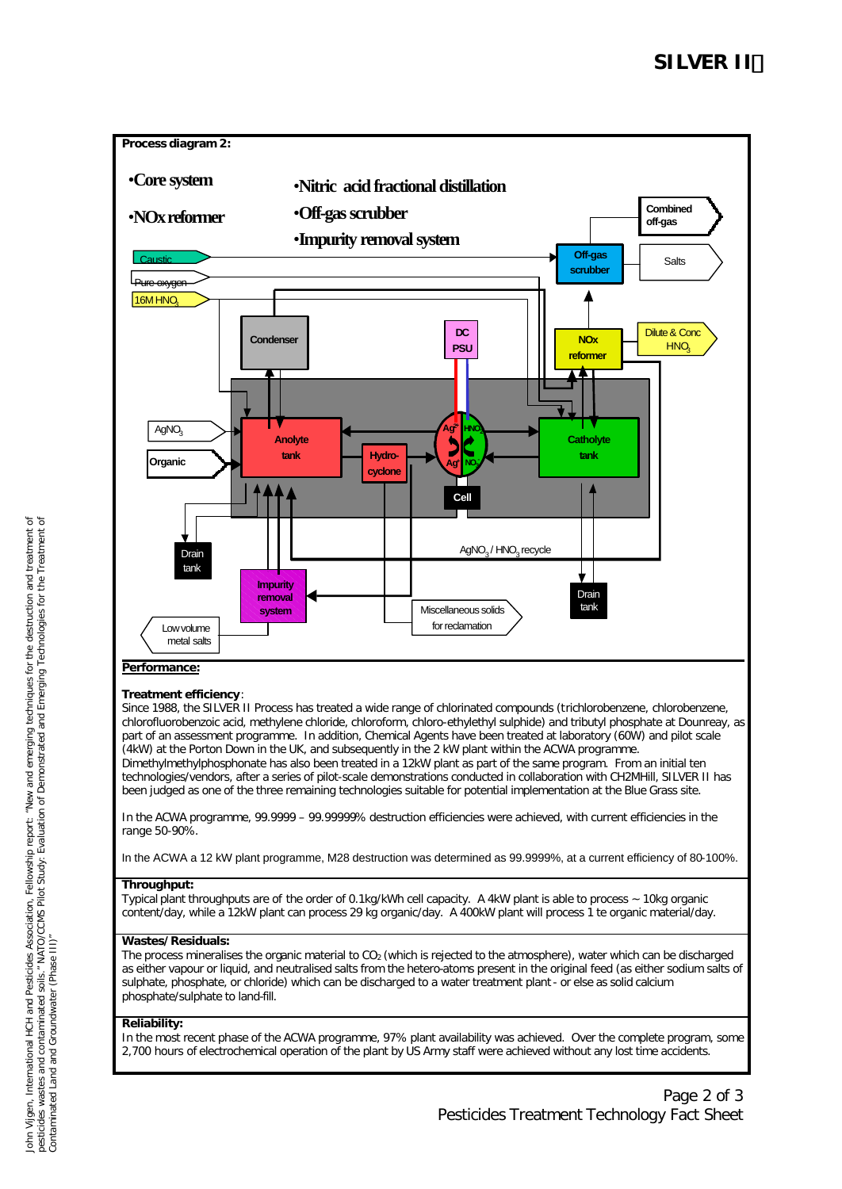## Process diagram 2:

- Core system
- NOx reformer
- Nitric acid fractional distillation
- Off-gas scrubber
- Impurity removal system

Caustic

Pure oxygen

16M $HNO_3$

Combined off-gas

Off-gas scrubber

Salts

Condenser

DC PSU

NOx reformer

Dilute & Conc $HNO_3$

$AgNO_3$

Organic

Anolyte tank

Hydro-cyclone

$Ag^{2+}$ $HNO_2$ $Ag^{+}$ $NO_3$

Cell

Catholyte tank

$AgNO_3$ / $HNO_3$ recycle

Drain tank

Impurity removal system

Miscellaneous solids for reclamation

Drain tank

Low volume metal salts

## Performance:

**Treatment efficiency**:
Since 1988, the SILVER II Process has treated a wide range of chlorinated compounds (trichlorobenzene, chlorobenzene, chlorofluorobenzoic acid, methylene chloride, chloroform, chloro-ethylethyl sulphide) and tributyl phosphate at Dounreay, as part of an assessment programme. In addition, Chemical Agents have been treated at laboratory (60W) and pilot scale (4kW) at the Porton Down in the UK, and subsequently in the 2 kW plant within the ACWA programme. Dimethylmethylphosphonate has also been treated in a 12kW plant as part of the same program. From an initial ten technologies/vendors, after a series of pilot-scale demonstrations conducted in collaboration with CH2MHill, SILVER II has been judged as one of the three remaining technologies suitable for potential implementation at the Blue Grass site.

In the ACWA programme, 99.9999 – 99.99999% destruction efficiencies were achieved, with current efficiencies in the range 50-90%.

In the ACWA a 12 kW plant programme, M28 destruction was determined as 99.9999%, at a current efficiency of 80-100%.

**Throughput:**
Typical plant throughputs are of the order of 0.1kg/kWh cell capacity. A 4kW plant is able to process ~ 10kg organic content/day, while a 12kW plant can process 29 kg organic/day. A 400kW plant will process 1 te organic material/day.

**Wastes/Residuals:**
The process mineralises the organic material to $CO_2$ (which is rejected to the atmosphere), water which can be discharged as either vapour or liquid, and neutralised salts from the hetero-atoms present in the original feed (as either sodium salts of sulphate, phosphate, or chloride) which can be discharged to a water treatment plant - or else as solid calcium phosphate/sulphate to land-fill.

**Reliability:**
In the most recent phase of the ACWA programme, 97% plant availability was achieved. Over the complete program, some 2,700 hours of electrochemical operation of the plant by US Army staff were achieved without any lost time accidents.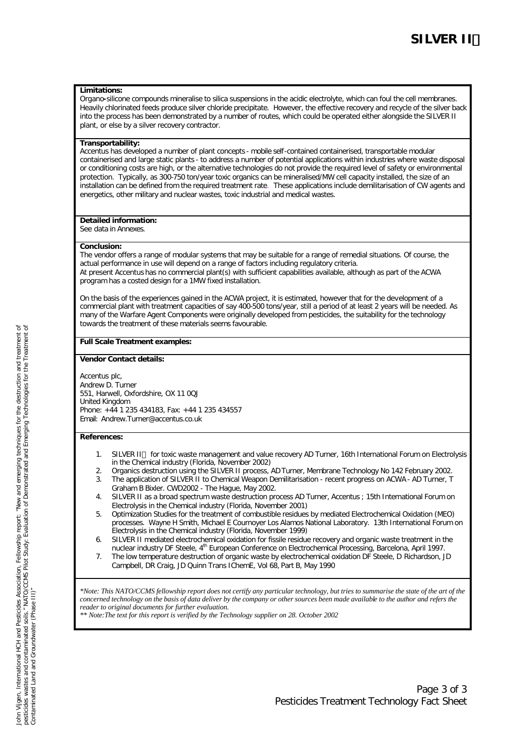# SILVER II

**Limitations:**
Organo-silicone compounds mineralise to silica suspensions in the acidic electrolyte, which can foul the cell membranes. Heavily chlorinated feeds produce silver chloride precipitate. However, the effective recovery and recycle of the silver back into the process has been demonstrated by a number of routes, which could be operated either alongside the SILVER II plant, or else by a silver recovery contractor.

**Transportability:**
Accentus has developed a number of plant concepts - mobile self-contained containerised, transportable modular containerised and large static plants - to address a number of potential applications within industries where waste disposal or conditioning costs are high, or the alternative technologies do not provide the required level of safety or environmental protection. Typically, as 300-750 ton/year toxic organics can be mineralised/MW cell capacity installed, the size of an installation can be defined from the required treatment rate. These applications include demilitarisation of CW agents and energetics, other military and nuclear wastes, toxic industrial and medical wastes.

**Detailed information:**
See data in Annexes.

**Conclusion:**
The vendor offers a range of modular systems that may be suitable for a range of remedial situations. Of course, the actual performance in use will depend on a range of factors including regulatory criteria.
At present Accentus has no commercial plant(s) with sufficient capabilities available, although as part of the ACWA program has a costed design for a 1MW fixed installation.

On the basis of the experiences gained in the ACWA project, it is estimated, however that for the development of a commercial plant with treatment capacities of say 400-500 tons/year, still a period of at least 2 years will be needed. As many of the Warfare Agent Components were originally developed from pesticides, the suitability for the technology towards the treatment of these materials seems favourable.

**Full Scale Treatment examples:**

**Vendor Contact details:**

Accentus plc,
Andrew D. Turner
551, Harwell, Oxfordshire, OX 11 0QJ
United Kingdom
Phone: +44 1 235 434183, Fax: +44 1 235 434557
Email: Andrew.Turner@accentus.co.uk

**References:**

1. SILVER II for toxic waste management and value recovery AD Turner, 16th International Forum on Electrolysis in the Chemical industry (Florida, November 2002)
2. Organics destruction using the SILVER II process, AD Turner, Membrane Technology No 142 February 2002.
3. The application of SILVER II to Chemical Weapon Demilitarisation - recent progress on ACWA - AD Turner, T Graham B Bixler. CWD2002 - The Hague, May 2002.
4. SILVER II as a broad spectrum waste destruction process AD Turner, Accentus ; 15th International Forum on Electrolysis in the Chemical industry (Florida, November 2001)
5. Optimization Studies for the treatment of combustible residues by mediated Electrochemical Oxidation (MEO) processes. Wayne H Smith, Michael E Cournoyer Los Alamos National Laboratory. 13th International Forum on Electrolysis in the Chemical industry (Florida, November 1999)
6. SILVER II mediated electrochemical oxidation for fissile residue recovery and organic waste treatment in the nuclear industry DF Steele, 4th European Conference on Electrochemical Processing, Barcelona, April 1997.
7. The low temperature destruction of organic waste by electrochemical oxidation DF Steele, D Richardson, JD Campbell, DR Craig, JD Quinn Trans IChemE, Vol 68, Part B, May 1990

*\*Note: This NATO/CCMS fellowship report does not certify any particular technology, but tries to summarise the state of the art of the concerned technology on the basis of data deliver by the company or other sources been made available to the author and refers the reader to original documents for further evaluation.*
*\*\* Note:The text for this report is verified by the Technology supplier on 28. October 2002*

John Vijgen, International HCH and Pesticides Association, Fellowship report: "New and emerging techniques for the destruction and treatment of pesticides wastes and contaminated soils." NATO/CCMS Pilot Study: Evaluation of Demonstrated and Emerging Technologies for the Treatment of Contaminated Land and Groundwater (Phase III)"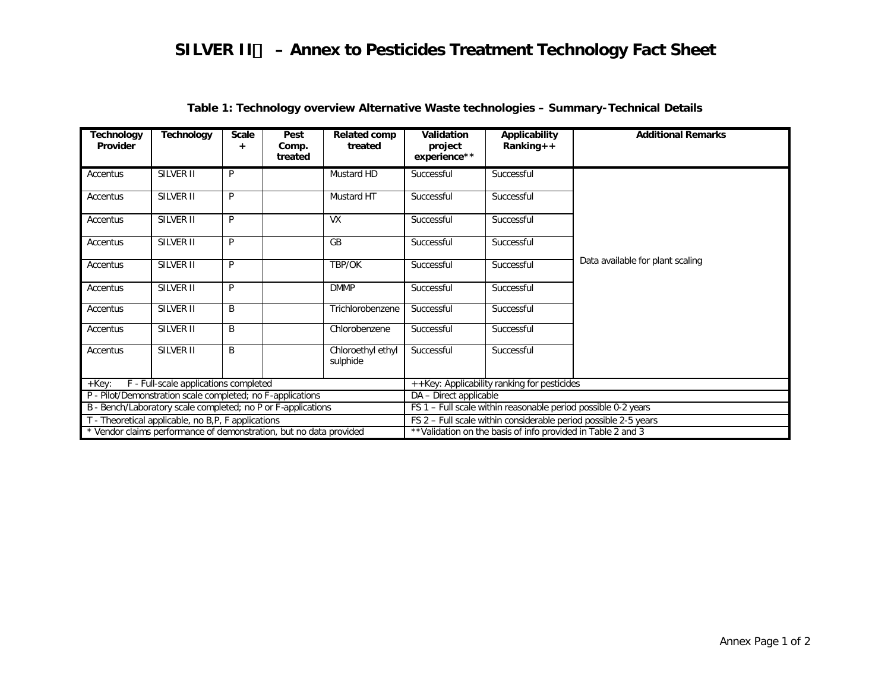# SILVER II – Annex to Pesticides Treatment Technology Fact Sheet

**Table 1: Technology overview Alternative Waste technologies – Summary-Technical Details**

| Technology Provider | Technology | Scale + | Pest Comp. treated | Related comp treated | Validation project experience** | Applicability Ranking++ | Additional Remarks |
|---|---|---|---|---|---|---|---|
| Accentus | SILVER II | P | | Mustard HD | Successful | Successful | Data available for plant scaling |
| Accentus | SILVER II | P | | Mustard HT | Successful | Successful | |
| Accentus | SILVER II | P | | VX | Successful | Successful | |
| Accentus | SILVER II | P | | GB | Successful | Successful | |
| Accentus | SILVER II | P | | TBP/OK | Successful | Successful | |
| Accentus | SILVER II | P | | DMMP | Successful | Successful | |
| Accentus | SILVER II | B | | Trichlorobenzene | Successful | Successful | |
| Accentus | SILVER II | B | | Chlorobenzene | Successful | Successful | |
| Accentus | SILVER II | B | | Chloroethyl ethyl sulphide | Successful | Successful | |

+Key: F - Full-scale applications completed
P - Pilot/Demonstration scale completed; no F-applications
B - Bench/Laboratory scale completed; no P or F-applications
T - Theoretical applicable, no B,P, F applications
* Vendor claims performance of demonstration, but no data provided

++Key: Applicability ranking for pesticides
DA – Direct applicable
FS 1 – Full scale within reasonable period possible 0-2 years
FS 2 – Full scale within considerable period possible 2-5 years
**Validation on the basis of info provided in Table 2 and 3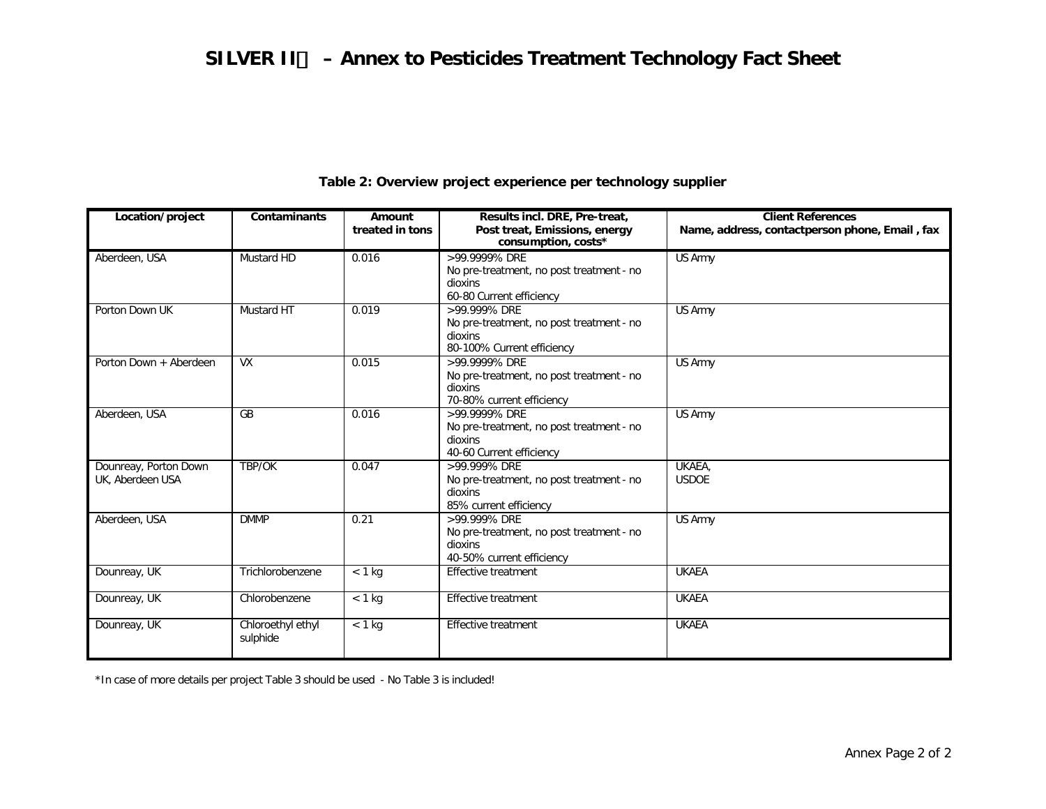# SILVER II – Annex to Pesticides Treatment Technology Fact Sheet

**Table 2: Overview project experience per technology supplier**

| Location/project | Contaminants | Amount treated in tons | Results incl. DRE, Pre-treat, Post treat, Emissions, energy consumption, costs* | Client References Name, address, contactperson phone, Email , fax |
|---|---|---|---|---|
| Aberdeen, USA | Mustard HD | 0.016 | >99.9999% DRE<br>No pre-treatment, no post treatment - no dioxins<br>60-80 Current efficiency | US Army |
| Porton Down UK | Mustard HT | 0.019 | >99.999% DRE<br>No pre-treatment, no post treatment - no dioxins<br>80-100% Current efficiency | US Army |
| Porton Down + Aberdeen | VX | 0.015 | >99.9999% DRE<br>No pre-treatment, no post treatment - no dioxins<br>70-80% current efficiency | US Army |
| Aberdeen, USA | GB | 0.016 | >99.9999% DRE<br>No pre-treatment, no post treatment - no dioxins<br>40-60 Current efficiency | US Army |
| Dounreay, Porton Down UK, Aberdeen USA | TBP/OK | 0.047 | >99.999% DRE<br>No pre-treatment, no post treatment - no dioxins<br>85% current efficiency | UKAEA,<br>USDOE |
| Aberdeen, USA | DMMP | 0.21 | >99.999% DRE<br>No pre-treatment, no post treatment - no dioxins<br>40-50% current efficiency | US Army |
| Dounreay, UK | Trichlorobenzene | < 1 kg | Effective treatment | UKAEA |
| Dounreay, UK | Chlorobenzene | < 1 kg | Effective treatment | UKAEA |
| Dounreay, UK | Chloroethyl ethyl sulphide | < 1 kg | Effective treatment | UKAEA |

*In case of more details per project Table 3 should be used - No Table 3 is included!